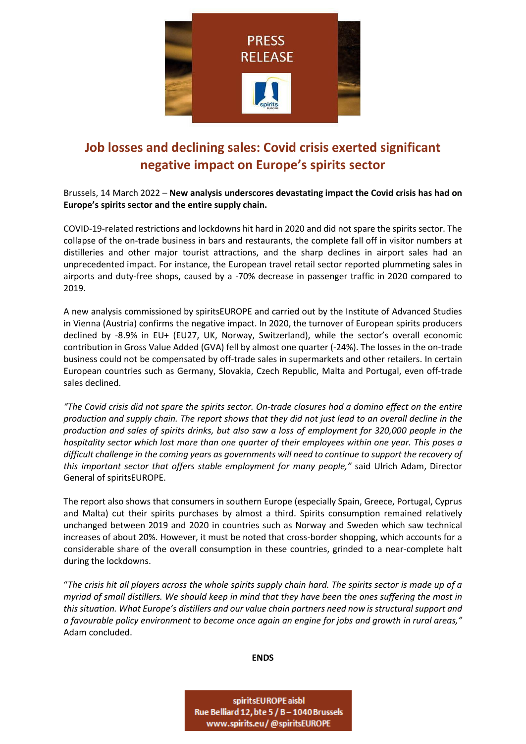PRESS RELEASE

# Job losses and declining sales: Covid crisis exerted significant negative impact on Europe's spirits sector

Brussels, 14 March 2022 – **New analysis underscores devastating impact the Covid crisis has had on Europe's spirits sector and the entire supply chain.**

COVID-19-related restrictions and lockdowns hit hard in 2020 and did not spare the spirits sector. The collapse of the on-trade business in bars and restaurants, the complete fall off in visitor numbers at distilleries and other major tourist attractions, and the sharp declines in airport sales had an unprecedented impact. For instance, the European travel retail sector reported plummeting sales in airports and duty-free shops, caused by a -70% decrease in passenger traffic in 2020 compared to 2019.

A new analysis commissioned by spiritsEUROPE and carried out by the Institute of Advanced Studies in Vienna (Austria) confirms the negative impact. In 2020, the turnover of European spirits producers declined by -8.9% in EU+ (EU27, UK, Norway, Switzerland), while the sector's overall economic contribution in Gross Value Added (GVA) fell by almost one quarter (-24%). The losses in the on-trade business could not be compensated by off-trade sales in supermarkets and other retailers. In certain European countries such as Germany, Slovakia, Czech Republic, Malta and Portugal, even off-trade sales declined.

*"The Covid crisis did not spare the spirits sector. On-trade closures had a domino effect on the entire production and supply chain. The report shows that they did not just lead to an overall decline in the production and sales of spirits drinks, but also saw a loss of employment for 320,000 people in the hospitality sector which lost more than one quarter of their employees within one year. This poses a difficult challenge in the coming years as governments will need to continue to support the recovery of this important sector that offers stable employment for many people,"* said Ulrich Adam, Director General of spiritsEUROPE.

The report also shows that consumers in southern Europe (especially Spain, Greece, Portugal, Cyprus and Malta) cut their spirits purchases by almost a third. Spirits consumption remained relatively unchanged between 2019 and 2020 in countries such as Norway and Sweden which saw technical increases of about 20%. However, it must be noted that cross-border shopping, which accounts for a considerable share of the overall consumption in these countries, grinded to a near-complete halt during the lockdowns.

"*The crisis hit all players across the whole spirits supply chain hard. The spirits sector is made up of a myriad of small distillers. We should keep in mind that they have been the ones suffering the most in this situation. What Europe's distillers and our value chain partners need now is structural support and a favourable policy environment to become once again an engine for jobs and growth in rural areas,"* Adam concluded.

**ENDS**

spiritsEUROPE aisbl
Rue Belliard 12, bte 5 / B – 1040 Brussels
www.spirits.eu / @spiritsEUROPE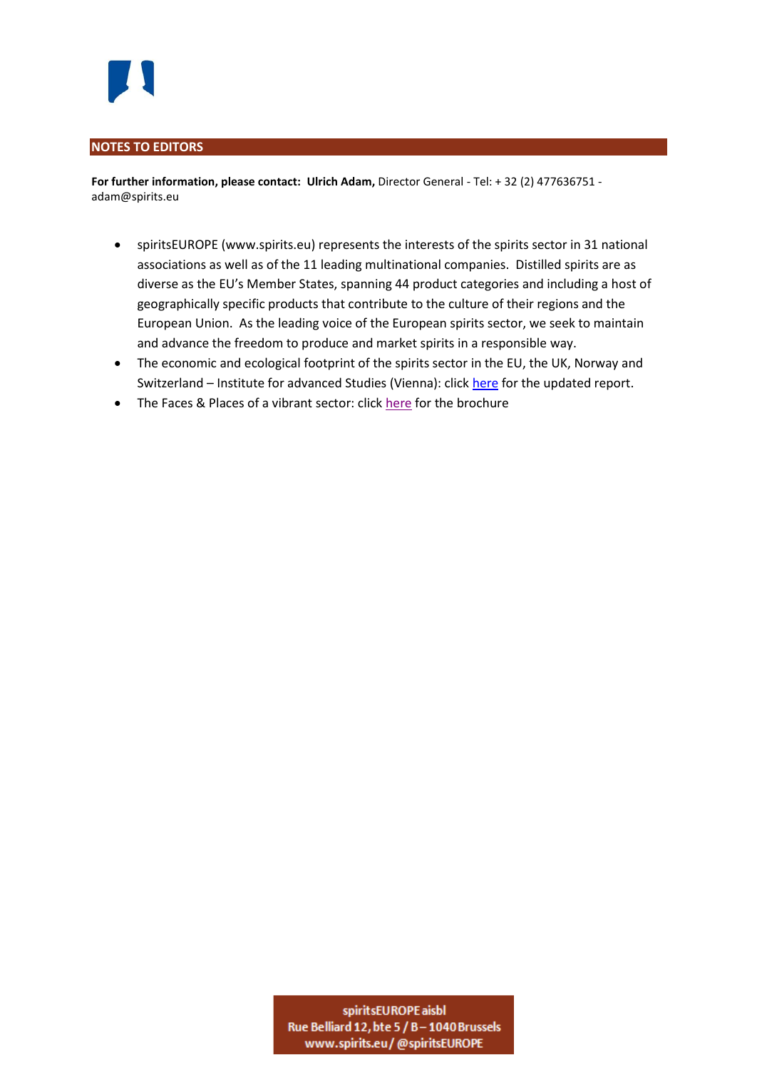## NOTES TO EDITORS

**For further information, please contact: Ulrich Adam,** Director General - Tel: + 32 (2) 477636751 - adam@spirits.eu

- spiritsEUROPE (www.spirits.eu) represents the interests of the spirits sector in 31 national associations as well as of the 11 leading multinational companies. Distilled spirits are as diverse as the EU's Member States, spanning 44 product categories and including a host of geographically specific products that contribute to the culture of their regions and the European Union. As the leading voice of the European spirits sector, we seek to maintain and advance the freedom to produce and market spirits in a responsible way.
- The economic and ecological footprint of the spirits sector in the EU, the UK, Norway and Switzerland – Institute for advanced Studies (Vienna): click here for the updated report.
- The Faces & Places of a vibrant sector: click here for the brochure

spiritsEUROPE aisbl
Rue Belliard 12, bte 5 / B – 1040 Brussels
www.spirits.eu / @spiritsEUROPE